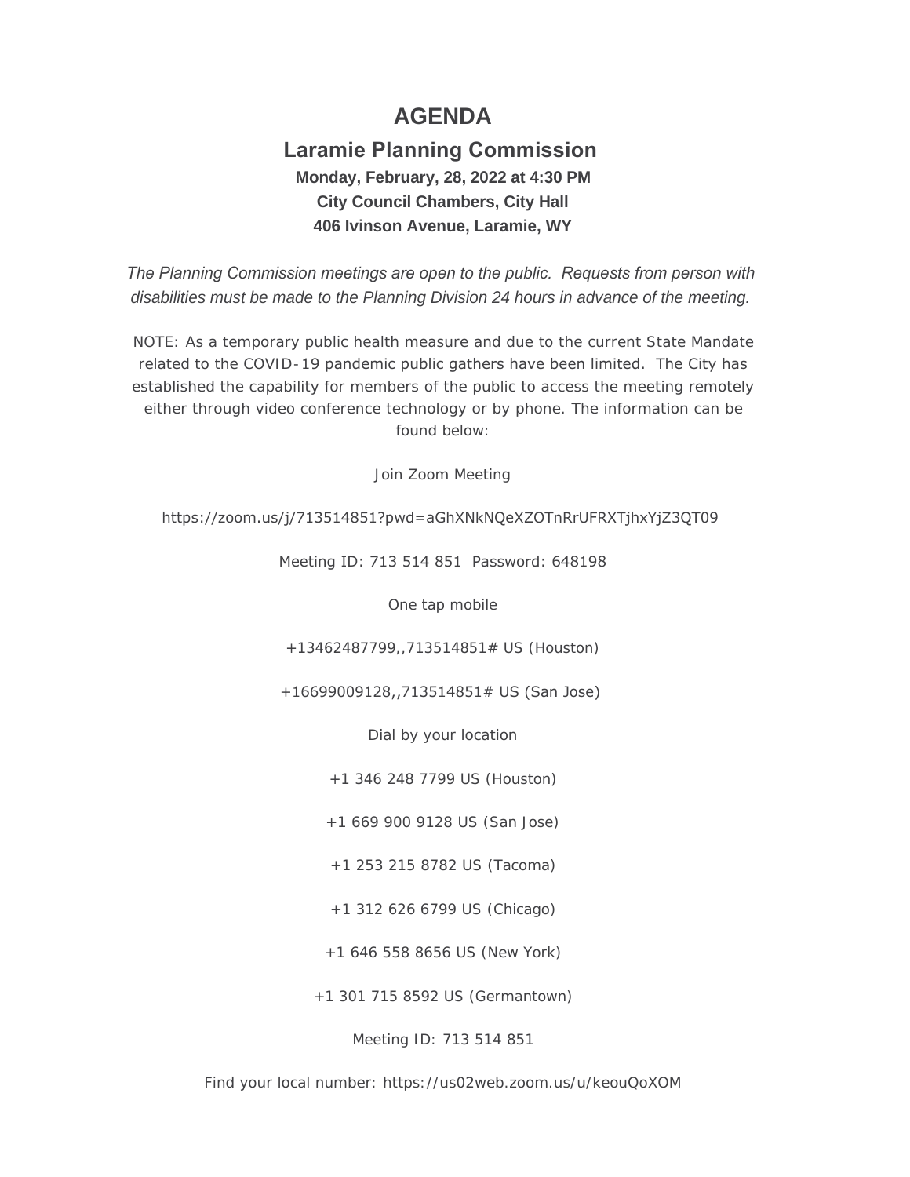# AGENDA

## Laramie Planning Commission

**Monday, February, 28, 2022 at 4:30 PM**

**City Council Chambers, City Hall**

**406 Ivinson Avenue, Laramie, WY**

*The Planning Commission meetings are open to the public. Requests from person with disabilities must be made to the Planning Division 24 hours in advance of the meeting.*

NOTE: As a temporary public health measure and due to the current State Mandate related to the COVID-19 pandemic public gathers have been limited. The City has established the capability for members of the public to access the meeting remotely either through video conference technology or by phone. The information can be found below:

Join Zoom Meeting

https://zoom.us/j/713514851?pwd=aGhXNkNQeXZOTnRrUFRXTjhxYjZ3QT09

Meeting ID: 713 514 851 Password: 648198

One tap mobile

+13462487799,,713514851# US (Houston)

+16699009128,,713514851# US (San Jose)

Dial by your location

+1 346 248 7799 US (Houston)

+1 669 900 9128 US (San Jose)

+1 253 215 8782 US (Tacoma)

+1 312 626 6799 US (Chicago)

+1 646 558 8656 US (New York)

+1 301 715 8592 US (Germantown)

Meeting ID: 713 514 851

Find your local number: https://us02web.zoom.us/u/keouQoXOM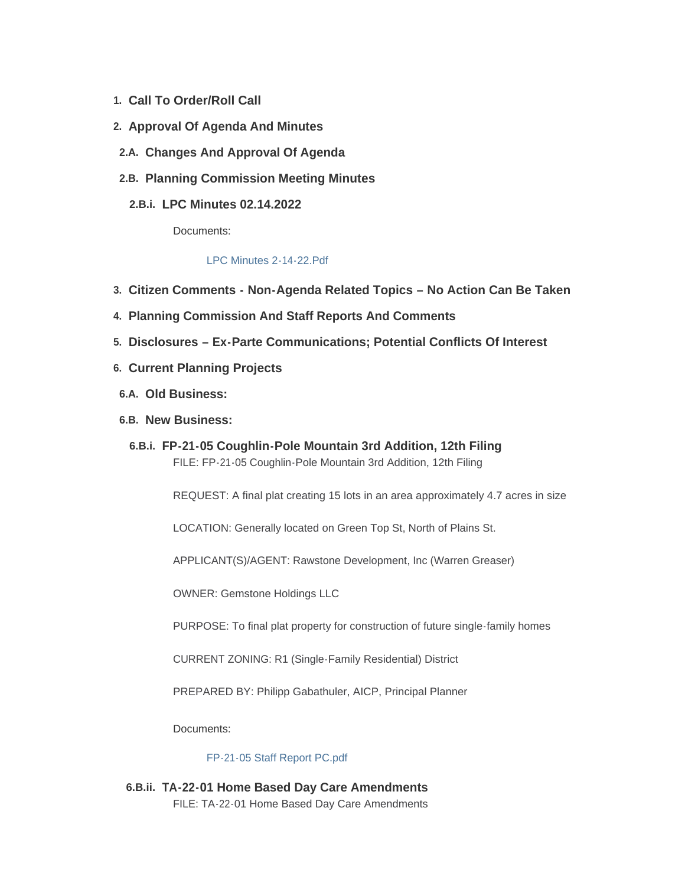1. **Call To Order/Roll Call**
2. **Approval Of Agenda And Minutes**
   - **2.A. Changes And Approval Of Agenda**
   - **2.B. Planning Commission Meeting Minutes**
     - **2.B.i. LPC Minutes 02.14.2022**

       Documents:

       LPC Minutes 2-14-22.Pdf
3. **Citizen Comments - Non-Agenda Related Topics – No Action Can Be Taken**
4. **Planning Commission And Staff Reports And Comments**
5. **Disclosures – Ex-Parte Communications; Potential Conflicts Of Interest**
6. **Current Planning Projects**
   - **6.A. Old Business:**
   - **6.B. New Business:**
     - **6.B.i. FP-21-05 Coughlin-Pole Mountain 3rd Addition, 12th Filing**

       FILE: FP-21-05 Coughlin-Pole Mountain 3rd Addition, 12th Filing

       REQUEST: A final plat creating 15 lots in an area approximately 4.7 acres in size

       LOCATION: Generally located on Green Top St, North of Plains St.

       APPLICANT(S)/AGENT: Rawstone Development, Inc (Warren Greaser)

       OWNER: Gemstone Holdings LLC

       PURPOSE: To final plat property for construction of future single-family homes

       CURRENT ZONING: R1 (Single-Family Residential) District

       PREPARED BY: Philipp Gabathuler, AICP, Principal Planner

       Documents:

       FP-21-05 Staff Report PC.pdf
     - **6.B.ii. TA-22-01 Home Based Day Care Amendments**

       FILE: TA-22-01 Home Based Day Care Amendments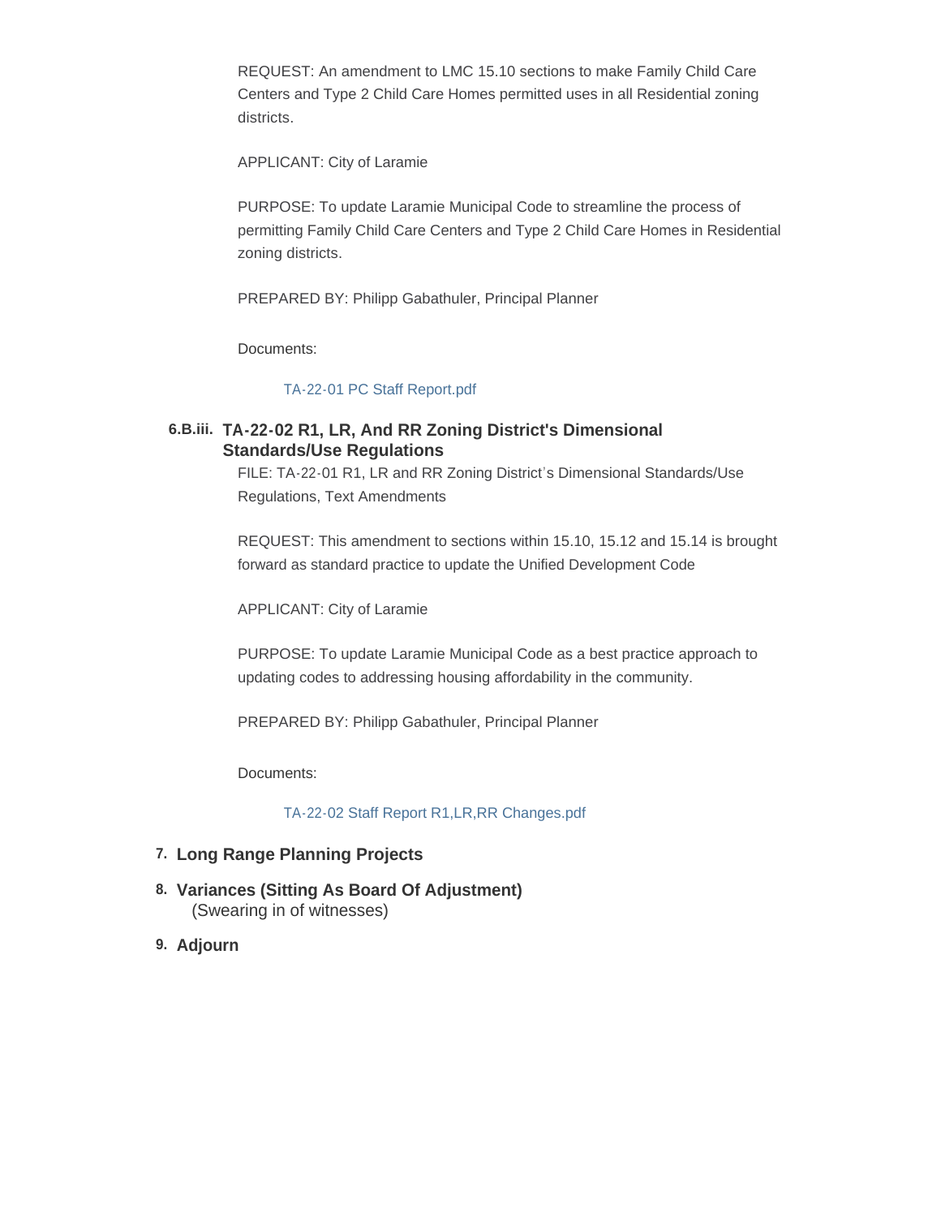REQUEST: An amendment to LMC 15.10 sections to make Family Child Care Centers and Type 2 Child Care Homes permitted uses in all Residential zoning districts.

APPLICANT: City of Laramie

PURPOSE: To update Laramie Municipal Code to streamline the process of permitting Family Child Care Centers and Type 2 Child Care Homes in Residential zoning districts.

PREPARED BY: Philipp Gabathuler, Principal Planner

Documents:

TA-22-01 PC Staff Report.pdf

### 6.B.iii. TA-22-02 R1, LR, And RR Zoning District's Dimensional Standards/Use Regulations

FILE: TA-22-01 R1, LR and RR Zoning District's Dimensional Standards/Use Regulations, Text Amendments

REQUEST: This amendment to sections within 15.10, 15.12 and 15.14 is brought forward as standard practice to update the Unified Development Code

APPLICANT: City of Laramie

PURPOSE: To update Laramie Municipal Code as a best practice approach to updating codes to addressing housing affordability in the community.

PREPARED BY: Philipp Gabathuler, Principal Planner

Documents:

TA-22-02 Staff Report R1,LR,RR Changes.pdf

## 7. Long Range Planning Projects

## 8. Variances (Sitting As Board Of Adjustment)

(Swearing in of witnesses)

## 9. Adjourn